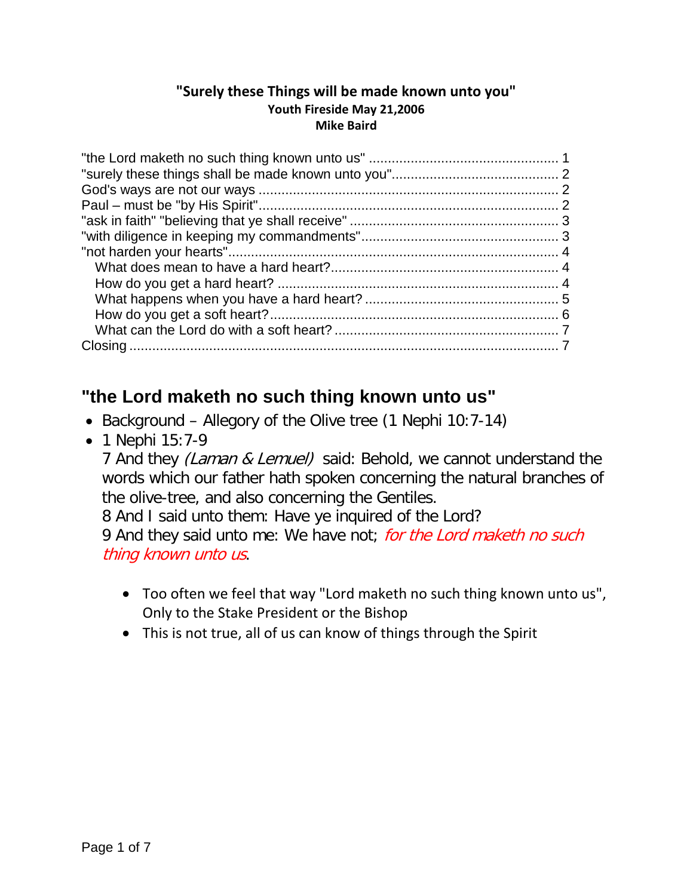**"Surely these Things will be made known unto you"**
**Youth Fireside May 21,2006**
**Mike Baird**

"the Lord maketh no such thing known unto us" ........ 1
"surely these things shall be made known unto you" ........ 2
God's ways are not our ways ........ 2
Paul – must be "by His Spirit" ........ 2
"ask in faith" "believing that ye shall receive" ........ 3
"with diligence in keeping my commandments" ........ 3
"not harden your hearts" ........ 4
  What does mean to have a hard heart? ........ 4
  How do you get a hard heart? ........ 4
  What happens when you have a hard heart? ........ 5
  How do you get a soft heart? ........ 6
  What can the Lord do with a soft heart? ........ 7
Closing ........ 7

## "the Lord maketh no such thing known unto us"

- Background – Allegory of the Olive tree (1 Nephi 10:7-14)
- 1 Nephi 15:7-9
  7 And they *(Laman & Lemuel)* said: Behold, we cannot understand the words which our father hath spoken concerning the natural branches of the olive-tree, and also concerning the Gentiles.
  8 And I said unto them: Have ye inquired of the Lord?
  9 And they said unto me: We have not; *for the Lord maketh no such thing known unto us*.

    - Too often we feel that way "Lord maketh no such thing known unto us", Only to the Stake President or the Bishop
    - This is not true, all of us can know of things through the Spirit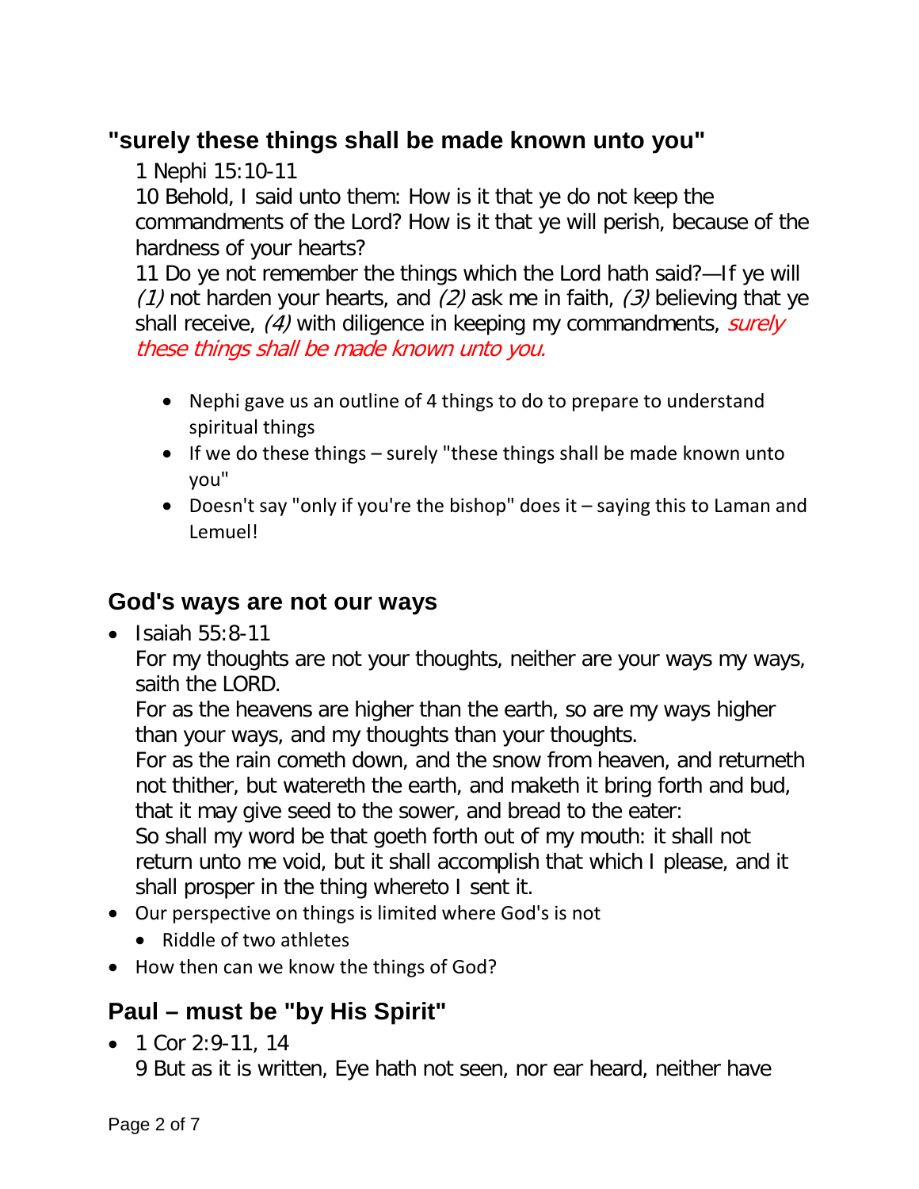## "surely these things shall be made known unto you"

1 Nephi 15:10-11

10 Behold, I said unto them: How is it that ye do not keep the commandments of the Lord? How is it that ye will perish, because of the hardness of your hearts?

11 Do ye not remember the things which the Lord hath said?—If ye will *(1)* not harden your hearts, and *(2)* ask me in faith, *(3)* believing that ye shall receive, *(4)* with diligence in keeping my commandments, *surely these things shall be made known unto you.*

- Nephi gave us an outline of 4 things to do to prepare to understand spiritual things
- If we do these things – surely "these things shall be made known unto you"
- Doesn't say "only if you're the bishop" does it – saying this to Laman and Lemuel!

## God's ways are not our ways

- Isaiah 55:8-11

  For my thoughts are not your thoughts, neither are your ways my ways, saith the LORD.

  For as the heavens are higher than the earth, so are my ways higher than your ways, and my thoughts than your thoughts.

  For as the rain cometh down, and the snow from heaven, and returneth not thither, but watereth the earth, and maketh it bring forth and bud, that it may give seed to the sower, and bread to the eater:

  So shall my word be that goeth forth out of my mouth: it shall not return unto me void, but it shall accomplish that which I please, and it shall prosper in the thing whereto I sent it.
- Our perspective on things is limited where God's is not
  - Riddle of two athletes
- How then can we know the things of God?

## Paul – must be "by His Spirit"

- 1 Cor 2:9-11, 14

  9 But as it is written, Eye hath not seen, nor ear heard, neither have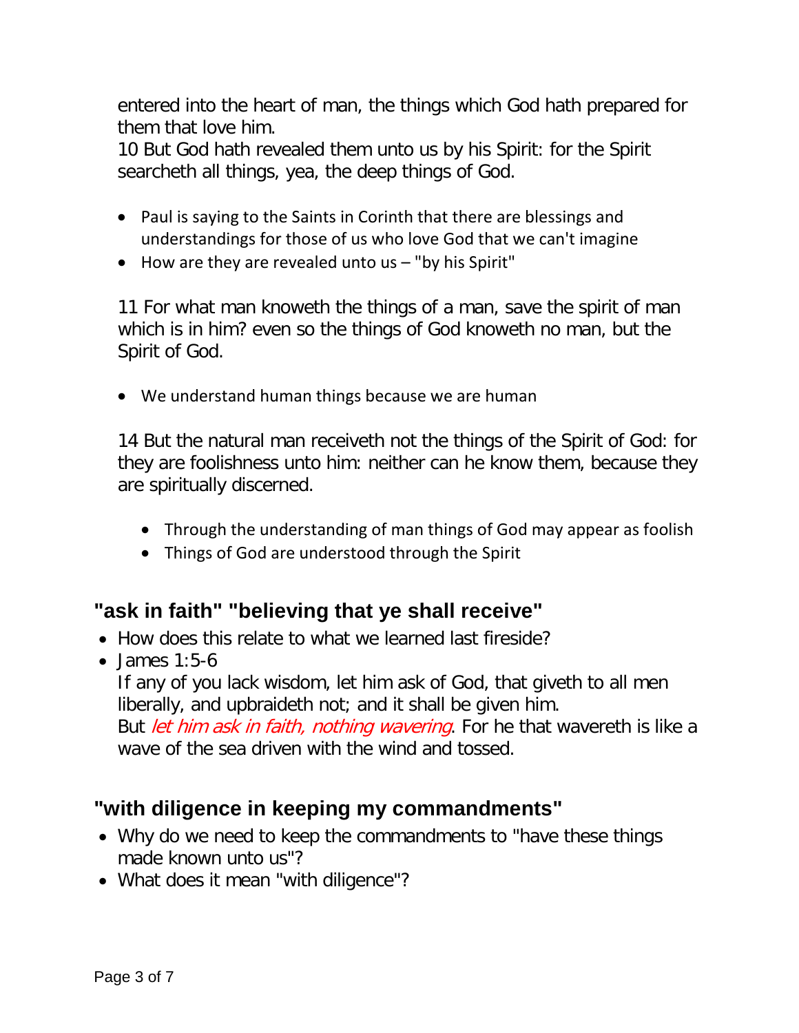entered into the heart of man, the things which God hath prepared for them that love him.
10 But God hath revealed them unto us by his Spirit: for the Spirit searcheth all things, yea, the deep things of God.

- Paul is saying to the Saints in Corinth that there are blessings and understandings for those of us who love God that we can't imagine
- How are they are revealed unto us – "by his Spirit"

11 For what man knoweth the things of a man, save the spirit of man which is in him? even so the things of God knoweth no man, but the Spirit of God.

- We understand human things because we are human

14 But the natural man receiveth not the things of the Spirit of God: for they are foolishness unto him: neither can he know them, because they are spiritually discerned.

- Through the understanding of man things of God may appear as foolish
- Things of God are understood through the Spirit

## "ask in faith" "believing that ye shall receive"

- How does this relate to what we learned last fireside?
- James 1:5-6
  If any of you lack wisdom, let him ask of God, that giveth to all men liberally, and upbraideth not; and it shall be given him.
  But *let him ask in faith, nothing wavering*. For he that wavereth is like a wave of the sea driven with the wind and tossed.

## "with diligence in keeping my commandments"

- Why do we need to keep the commandments to "have these things made known unto us"?
- What does it mean "with diligence"?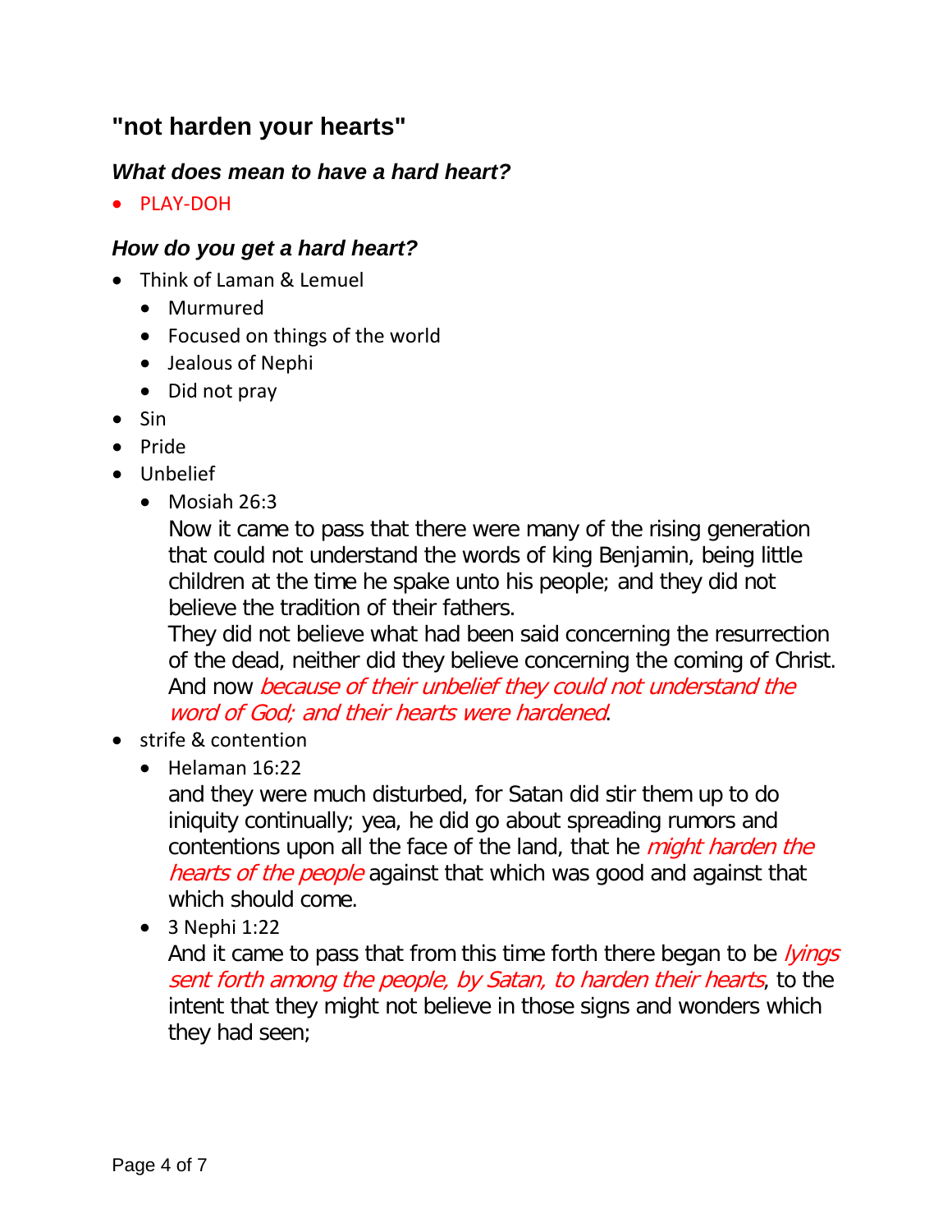## "not harden your hearts"

### *What does mean to have a hard heart?*

- PLAY-DOH

### *How do you get a hard heart?*

- Think of Laman & Lemuel
  - Murmured
  - Focused on things of the world
  - Jealous of Nephi
  - Did not pray
- Sin
- Pride
- Unbelief
  - Mosiah 26:3

    Now it came to pass that there were many of the rising generation that could not understand the words of king Benjamin, being little children at the time he spake unto his people; and they did not believe the tradition of their fathers.

    They did not believe what had been said concerning the resurrection of the dead, neither did they believe concerning the coming of Christ. And now *because of their unbelief they could not understand the word of God; and their hearts were hardened*.
- strife & contention
  - Helaman 16:22

    and they were much disturbed, for Satan did stir them up to do iniquity continually; yea, he did go about spreading rumors and contentions upon all the face of the land, that he *might harden the hearts of the people* against that which was good and against that which should come.
  - 3 Nephi 1:22

    And it came to pass that from this time forth there began to be *lyings sent forth among the people, by Satan, to harden their hearts*, to the intent that they might not believe in those signs and wonders which they had seen;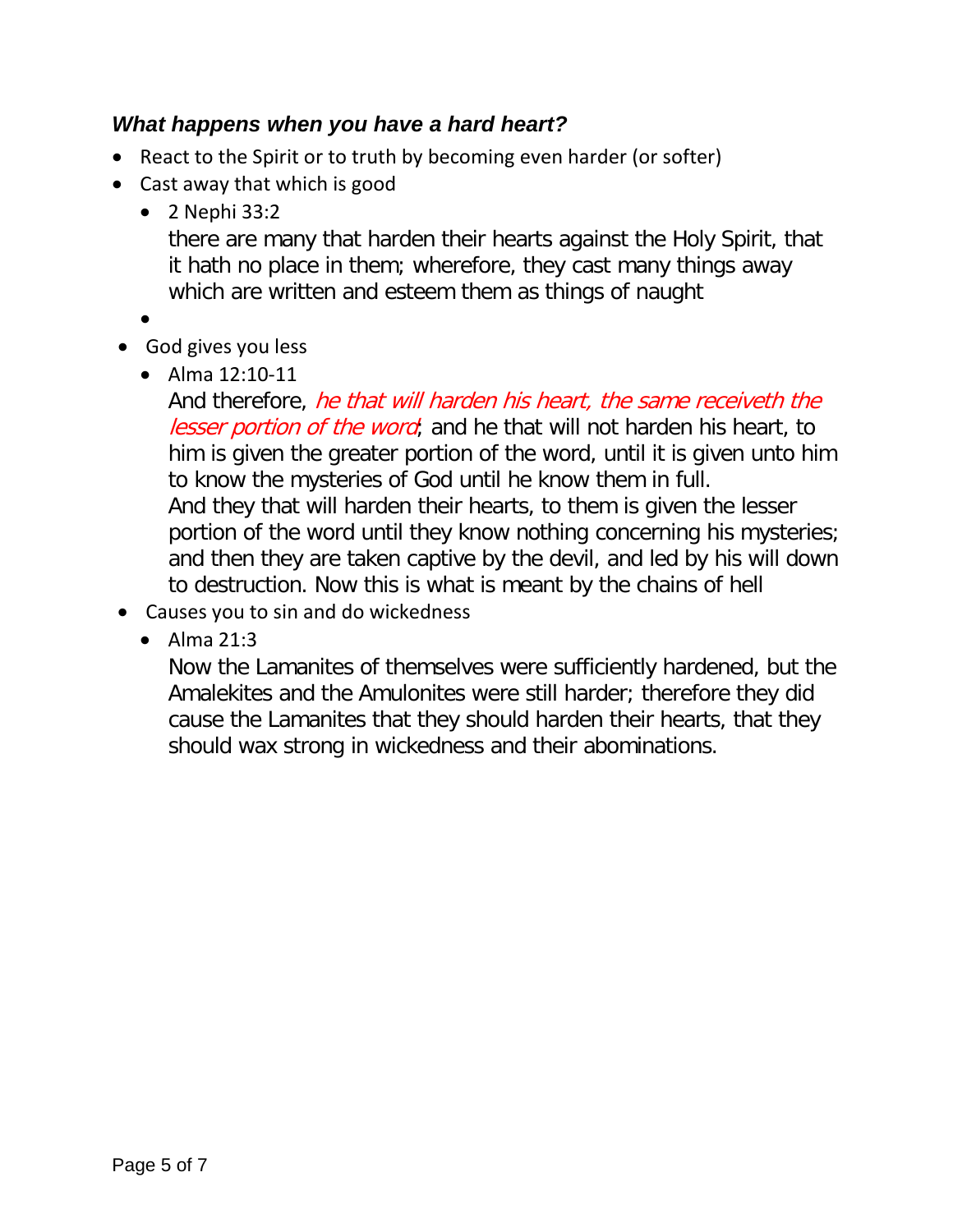### ***What happens when you have a hard heart?***

- React to the Spirit or to truth by becoming even harder (or softer)
- Cast away that which is good
  - 2 Nephi 33:2

    there are many that harden their hearts against the Holy Spirit, that it hath no place in them; wherefore, they cast many things away which are written and esteem them as things of naught
  - 
- God gives you less
  - Alma 12:10-11

    And therefore, *he that will harden his heart, the same receiveth the lesser portion of the word*; and he that will not harden his heart, to him is given the greater portion of the word, until it is given unto him to know the mysteries of God until he know them in full.
    And they that will harden their hearts, to them is given the lesser portion of the word until they know nothing concerning his mysteries; and then they are taken captive by the devil, and led by his will down to destruction. Now this is what is meant by the chains of hell
- Causes you to sin and do wickedness
  - Alma 21:3

    Now the Lamanites of themselves were sufficiently hardened, but the Amalekites and the Amulonites were still harder; therefore they did cause the Lamanites that they should harden their hearts, that they should wax strong in wickedness and their abominations.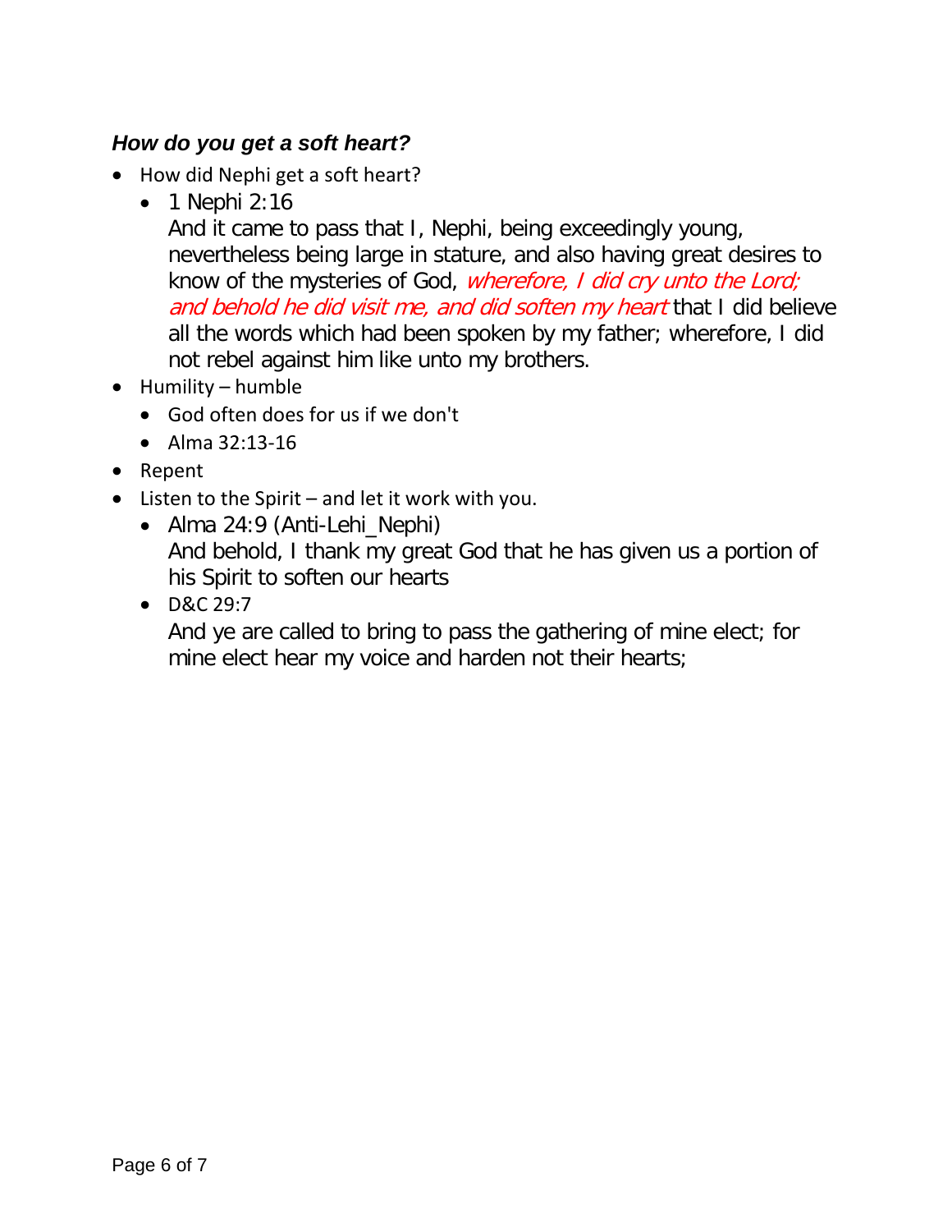### ***How do you get a soft heart?***

- How did Nephi get a soft heart?
  - 1 Nephi 2:16
    And it came to pass that I, Nephi, being exceedingly young, nevertheless being large in stature, and also having great desires to know of the mysteries of God, *wherefore, I did cry unto the Lord; and behold he did visit me, and did soften my heart* that I did believe all the words which had been spoken by my father; wherefore, I did not rebel against him like unto my brothers.
- Humility – humble
  - God often does for us if we don't
  - Alma 32:13-16
- Repent
- Listen to the Spirit – and let it work with you.
  - Alma 24:9 (Anti-Lehi_Nephi)
    And behold, I thank my great God that he has given us a portion of his Spirit to soften our hearts
  - D&C 29:7
    And ye are called to bring to pass the gathering of mine elect; for mine elect hear my voice and harden not their hearts;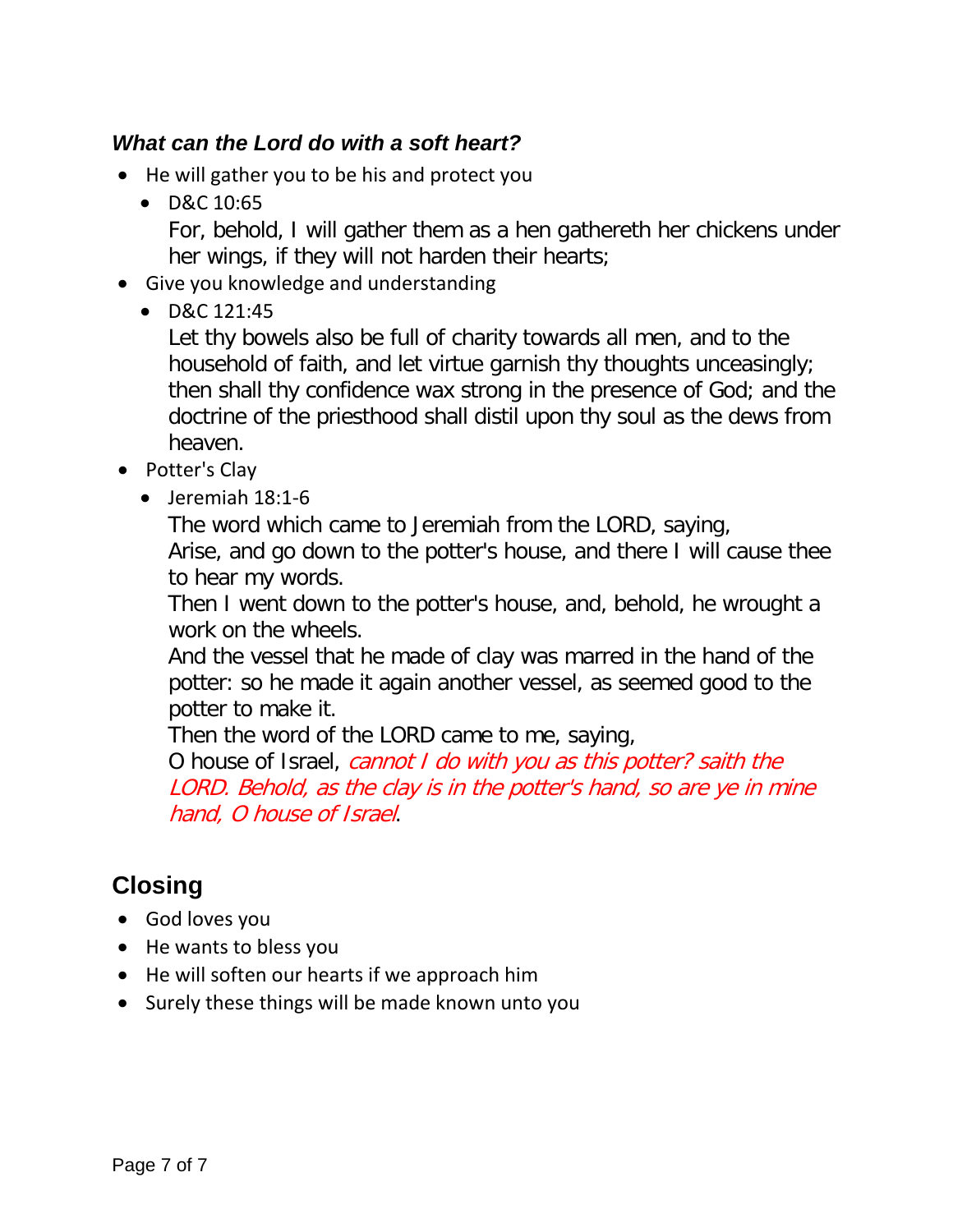### ***What can the Lord do with a soft heart?***

- He will gather you to be his and protect you
  - D&C 10:65

    For, behold, I will gather them as a hen gathereth her chickens under her wings, if they will not harden their hearts;
- Give you knowledge and understanding
  - D&C 121:45

    Let thy bowels also be full of charity towards all men, and to the household of faith, and let virtue garnish thy thoughts unceasingly; then shall thy confidence wax strong in the presence of God; and the doctrine of the priesthood shall distil upon thy soul as the dews from heaven.
- Potter's Clay
  - Jeremiah 18:1-6

    The word which came to Jeremiah from the LORD, saying,

    Arise, and go down to the potter's house, and there I will cause thee to hear my words.

    Then I went down to the potter's house, and, behold, he wrought a work on the wheels.

    And the vessel that he made of clay was marred in the hand of the potter: so he made it again another vessel, as seemed good to the potter to make it.

    Then the word of the LORD came to me, saying,

    O house of Israel, *cannot I do with you as this potter? saith the LORD. Behold, as the clay is in the potter's hand, so are ye in mine hand, O house of Israel*.

## Closing

- God loves you
- He wants to bless you
- He will soften our hearts if we approach him
- Surely these things will be made known unto you